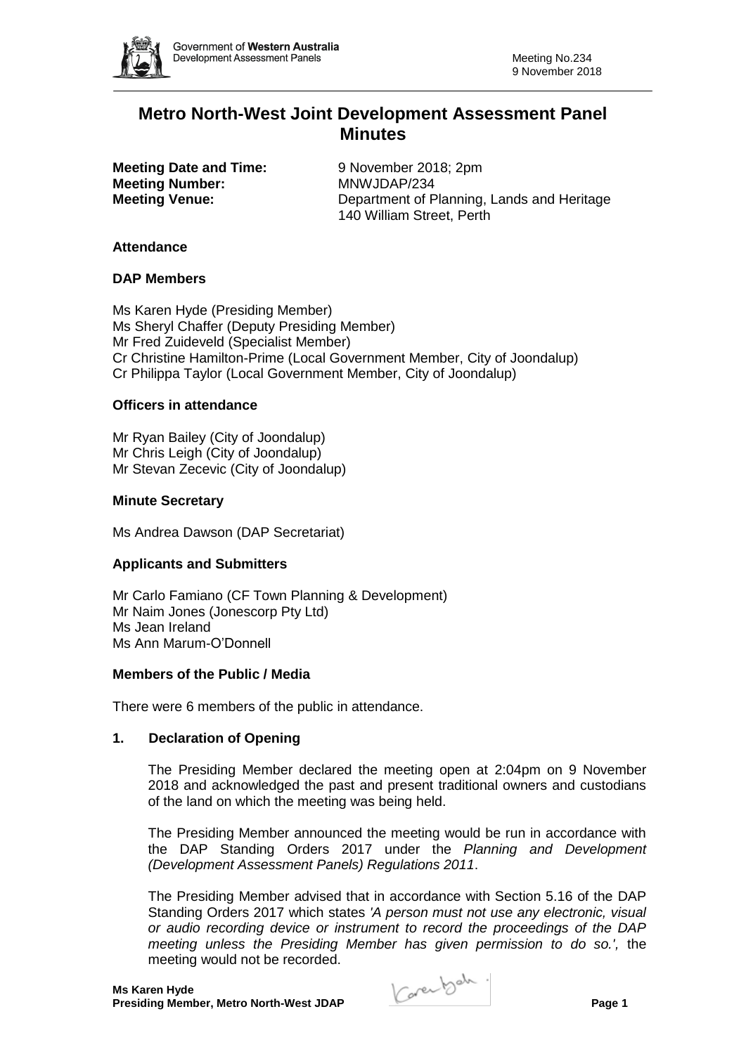# Metro North-West Joint Development Assessment Panel Minutes

**Meeting Date and Time:** 9 November 2018; 2pm
**Meeting Number:** MNWJDAP/234
**Meeting Venue:** Department of Planning, Lands and Heritage
140 William Street, Perth

### Attendance

### DAP Members

Ms Karen Hyde (Presiding Member)
Ms Sheryl Chaffer (Deputy Presiding Member)
Mr Fred Zuideveld (Specialist Member)
Cr Christine Hamilton-Prime (Local Government Member, City of Joondalup)
Cr Philippa Taylor (Local Government Member, City of Joondalup)

### Officers in attendance

Mr Ryan Bailey (City of Joondalup)
Mr Chris Leigh (City of Joondalup)
Mr Stevan Zecevic (City of Joondalup)

### Minute Secretary

Ms Andrea Dawson (DAP Secretariat)

### Applicants and Submitters

Mr Carlo Famiano (CF Town Planning & Development)
Mr Naim Jones (Jonescorp Pty Ltd)
Ms Jean Ireland
Ms Ann Marum-O'Donnell

### Members of the Public / Media

There were 6 members of the public in attendance.

### 1. Declaration of Opening

The Presiding Member declared the meeting open at 2:04pm on 9 November 2018 and acknowledged the past and present traditional owners and custodians of the land on which the meeting was being held.

The Presiding Member announced the meeting would be run in accordance with the DAP Standing Orders 2017 under the *Planning and Development (Development Assessment Panels) Regulations 2011*.

The Presiding Member advised that in accordance with Section 5.16 of the DAP Standing Orders 2017 which states *'A person must not use any electronic, visual or audio recording device or instrument to record the proceedings of the DAP meeting unless the Presiding Member has given permission to do so.',* the meeting would not be recorded.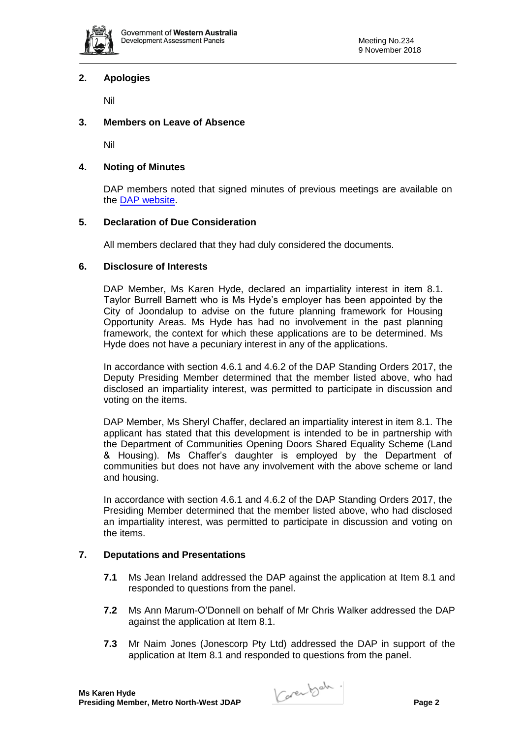## 2. Apologies

Nil

## 3. Members on Leave of Absence

Nil

## 4. Noting of Minutes

DAP members noted that signed minutes of previous meetings are available on the [DAP website](DAP website).

## 5. Declaration of Due Consideration

All members declared that they had duly considered the documents.

## 6. Disclosure of Interests

DAP Member, Ms Karen Hyde, declared an impartiality interest in item 8.1. Taylor Burrell Barnett who is Ms Hyde's employer has been appointed by the City of Joondalup to advise on the future planning framework for Housing Opportunity Areas. Ms Hyde has had no involvement in the past planning framework, the context for which these applications are to be determined. Ms Hyde does not have a pecuniary interest in any of the applications.

In accordance with section 4.6.1 and 4.6.2 of the DAP Standing Orders 2017, the Deputy Presiding Member determined that the member listed above, who had disclosed an impartiality interest, was permitted to participate in discussion and voting on the items.

DAP Member, Ms Sheryl Chaffer, declared an impartiality interest in item 8.1. The applicant has stated that this development is intended to be in partnership with the Department of Communities Opening Doors Shared Equality Scheme (Land & Housing). Ms Chaffer's daughter is employed by the Department of communities but does not have any involvement with the above scheme or land and housing.

In accordance with section 4.6.1 and 4.6.2 of the DAP Standing Orders 2017, the Presiding Member determined that the member listed above, who had disclosed an impartiality interest, was permitted to participate in discussion and voting on the items.

## 7. Deputations and Presentations

**7.1** Ms Jean Ireland addressed the DAP against the application at Item 8.1 and responded to questions from the panel.

**7.2** Ms Ann Marum-O'Donnell on behalf of Mr Chris Walker addressed the DAP against the application at Item 8.1.

**7.3** Mr Naim Jones (Jonescorp Pty Ltd) addressed the DAP in support of the application at Item 8.1 and responded to questions from the panel.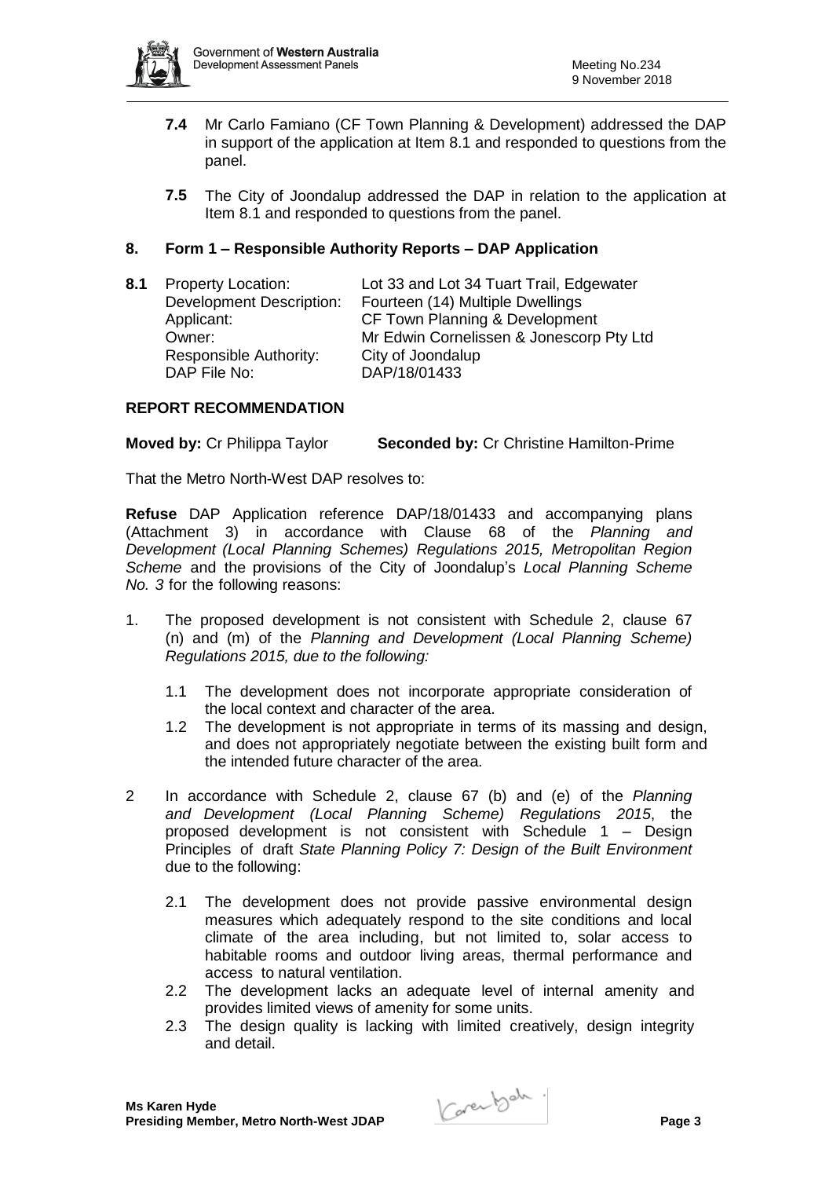**7.4** Mr Carlo Famiano (CF Town Planning & Development) addressed the DAP in support of the application at Item 8.1 and responded to questions from the panel.

**7.5** The City of Joondalup addressed the DAP in relation to the application at Item 8.1 and responded to questions from the panel.

## 8. Form 1 – Responsible Authority Reports – DAP Application

**8.1** Property Location: Lot 33 and Lot 34 Tuart Trail, Edgewater
Development Description: Fourteen (14) Multiple Dwellings
Applicant: CF Town Planning & Development
Owner: Mr Edwin Cornelissen & Jonescorp Pty Ltd
Responsible Authority: City of Joondalup
DAP File No: DAP/18/01433

### REPORT RECOMMENDATION

**Moved by:** Cr Philippa Taylor **Seconded by:** Cr Christine Hamilton-Prime

That the Metro North-West DAP resolves to:

**Refuse** DAP Application reference DAP/18/01433 and accompanying plans (Attachment 3) in accordance with Clause 68 of the *Planning and Development (Local Planning Schemes) Regulations 2015, Metropolitan Region Scheme* and the provisions of the City of Joondalup's *Local Planning Scheme No. 3* for the following reasons:

1. The proposed development is not consistent with Schedule 2, clause 67 (n) and (m) of the *Planning and Development (Local Planning Scheme) Regulations 2015, due to the following:*

   1.1 The development does not incorporate appropriate consideration of the local context and character of the area.

   1.2 The development is not appropriate in terms of its massing and design, and does not appropriately negotiate between the existing built form and the intended future character of the area.

2 In accordance with Schedule 2, clause 67 (b) and (e) of the *Planning and Development (Local Planning Scheme) Regulations 2015*, the proposed development is not consistent with Schedule 1 – Design Principles of draft *State Planning Policy 7: Design of the Built Environment* due to the following:

   2.1 The development does not provide passive environmental design measures which adequately respond to the site conditions and local climate of the area including, but not limited to, solar access to habitable rooms and outdoor living areas, thermal performance and access to natural ventilation.

   2.2 The development lacks an adequate level of internal amenity and provides limited views of amenity for some units.

   2.3 The design quality is lacking with limited creatively, design integrity and detail.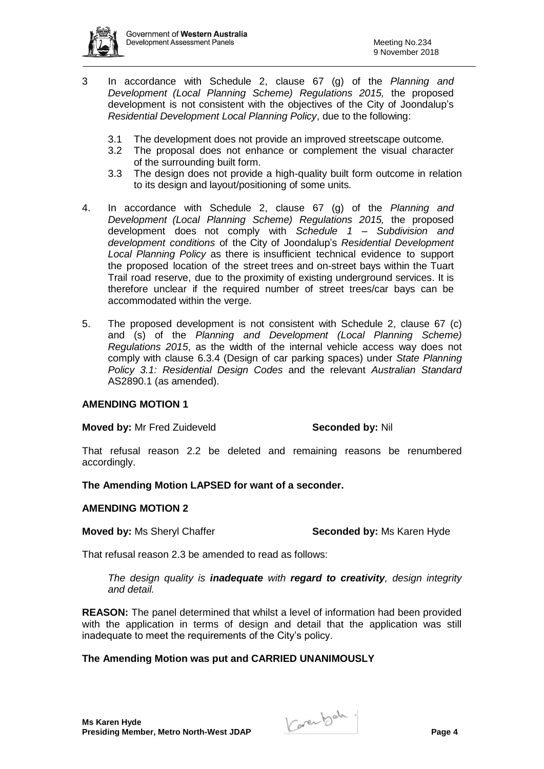3 In accordance with Schedule 2, clause 67 (g) of the *Planning and Development (Local Planning Scheme) Regulations 2015,* the proposed development is not consistent with the objectives of the City of Joondalup's *Residential Development Local Planning Policy*, due to the following:

   3.1 The development does not provide an improved streetscape outcome.
   3.2 The proposal does not enhance or complement the visual character of the surrounding built form.
   3.3 The design does not provide a high-quality built form outcome in relation to its design and layout/positioning of some units.

4. In accordance with Schedule 2, clause 67 (g) of the *Planning and Development (Local Planning Scheme) Regulations 2015,* the proposed development does not comply with *Schedule 1 – Subdivision and development conditions* of the City of Joondalup's *Residential Development Local Planning Policy* as there is insufficient technical evidence to support the proposed location of the street trees and on-street bays within the Tuart Trail road reserve, due to the proximity of existing underground services. It is therefore unclear if the required number of street trees/car bays can be accommodated within the verge.

5. The proposed development is not consistent with Schedule 2, clause 67 (c) and (s) of the *Planning and Development (Local Planning Scheme) Regulations 2015*, as the width of the internal vehicle access way does not comply with clause 6.3.4 (Design of car parking spaces) under *State Planning Policy 3.1: Residential Design Codes* and the relevant *Australian Standard* AS2890.1 (as amended).

**AMENDING MOTION 1**

**Moved by:** Mr Fred Zuideveld **Seconded by:** Nil

That refusal reason 2.2 be deleted and remaining reasons be renumbered accordingly.

**The Amending Motion LAPSED for want of a seconder.**

**AMENDING MOTION 2**

**Moved by:** Ms Sheryl Chaffer **Seconded by:** Ms Karen Hyde

That refusal reason 2.3 be amended to read as follows:

*The design quality is **inadequate** with **regard to creativity**, design integrity and detail.*

**REASON:** The panel determined that whilst a level of information had been provided with the application in terms of design and detail that the application was still inadequate to meet the requirements of the City's policy.

**The Amending Motion was put and CARRIED UNANIMOUSLY**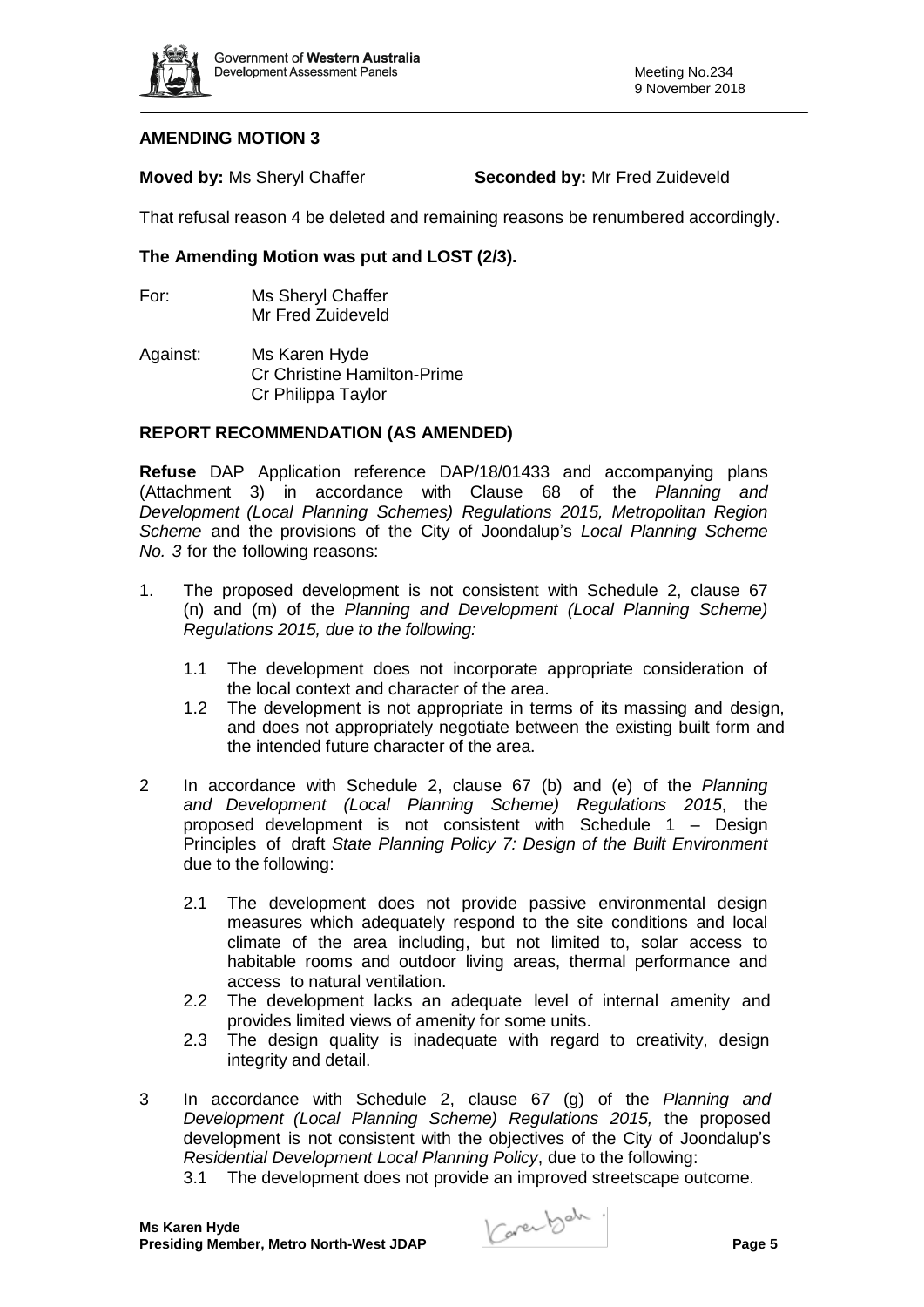**AMENDING MOTION 3**

**Moved by:** Ms Sheryl Chaffer **Seconded by:** Mr Fred Zuideveld

That refusal reason 4 be deleted and remaining reasons be renumbered accordingly.

**The Amending Motion was put and LOST (2/3).**

For: Ms Sheryl Chaffer
Mr Fred Zuideveld

Against: Ms Karen Hyde
Cr Christine Hamilton-Prime
Cr Philippa Taylor

**REPORT RECOMMENDATION (AS AMENDED)**

**Refuse** DAP Application reference DAP/18/01433 and accompanying plans (Attachment 3) in accordance with Clause 68 of the *Planning and Development (Local Planning Schemes) Regulations 2015, Metropolitan Region Scheme* and the provisions of the City of Joondalup's *Local Planning Scheme No. 3* for the following reasons:

1. The proposed development is not consistent with Schedule 2, clause 67 (n) and (m) of the *Planning and Development (Local Planning Scheme) Regulations 2015, due to the following:*

   1.1 The development does not incorporate appropriate consideration of the local context and character of the area.

   1.2 The development is not appropriate in terms of its massing and design, and does not appropriately negotiate between the existing built form and the intended future character of the area.

2 In accordance with Schedule 2, clause 67 (b) and (e) of the *Planning and Development (Local Planning Scheme) Regulations 2015*, the proposed development is not consistent with Schedule 1 – Design Principles of draft *State Planning Policy 7: Design of the Built Environment* due to the following:

   2.1 The development does not provide passive environmental design measures which adequately respond to the site conditions and local climate of the area including, but not limited to, solar access to habitable rooms and outdoor living areas, thermal performance and access to natural ventilation.

   2.2 The development lacks an adequate level of internal amenity and provides limited views of amenity for some units.

   2.3 The design quality is inadequate with regard to creativity, design integrity and detail.

3 In accordance with Schedule 2, clause 67 (g) of the *Planning and Development (Local Planning Scheme) Regulations 2015,* the proposed development is not consistent with the objectives of the City of Joondalup's *Residential Development Local Planning Policy*, due to the following:

   3.1 The development does not provide an improved streetscape outcome.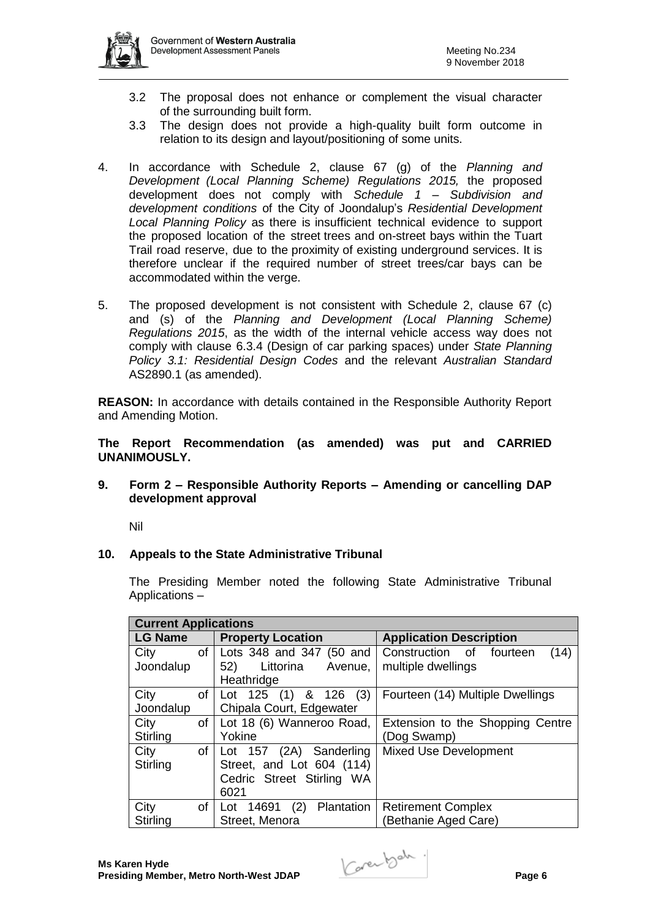3.2 The proposal does not enhance or complement the visual character of the surrounding built form.

3.3 The design does not provide a high-quality built form outcome in relation to its design and layout/positioning of some units.

4. In accordance with Schedule 2, clause 67 (g) of the *Planning and Development (Local Planning Scheme) Regulations 2015,* the proposed development does not comply with *Schedule 1 – Subdivision and development conditions* of the City of Joondalup's *Residential Development Local Planning Policy* as there is insufficient technical evidence to support the proposed location of the street trees and on-street bays within the Tuart Trail road reserve, due to the proximity of existing underground services. It is therefore unclear if the required number of street trees/car bays can be accommodated within the verge.

5. The proposed development is not consistent with Schedule 2, clause 67 (c) and (s) of the *Planning and Development (Local Planning Scheme) Regulations 2015*, as the width of the internal vehicle access way does not comply with clause 6.3.4 (Design of car parking spaces) under *State Planning Policy 3.1: Residential Design Codes* and the relevant *Australian Standard* AS2890.1 (as amended).

**REASON:** In accordance with details contained in the Responsible Authority Report and Amending Motion.

**The Report Recommendation (as amended) was put and CARRIED UNANIMOUSLY.**

## 9. Form 2 – Responsible Authority Reports – Amending or cancelling DAP development approval

Nil

## 10. Appeals to the State Administrative Tribunal

The Presiding Member noted the following State Administrative Tribunal Applications –

| **Current Applications** | | |
|---|---|---|
| **LG Name** | **Property Location** | **Application Description** |
| City of Joondalup | Lots 348 and 347 (50 and 52) Littorina Avenue, Heathridge | Construction of fourteen (14) multiple dwellings |
| City of Joondalup | Lot 125 (1) & 126 (3) Chipala Court, Edgewater | Fourteen (14) Multiple Dwellings |
| City of Stirling | Lot 18 (6) Wanneroo Road, Yokine | Extension to the Shopping Centre (Dog Swamp) |
| City of Stirling | Lot 157 (2A) Sanderling Street, and Lot 604 (114) Cedric Street Stirling WA 6021 | Mixed Use Development |
| City of Stirling | Lot 14691 (2) Plantation Street, Menora | Retirement Complex (Bethanie Aged Care) |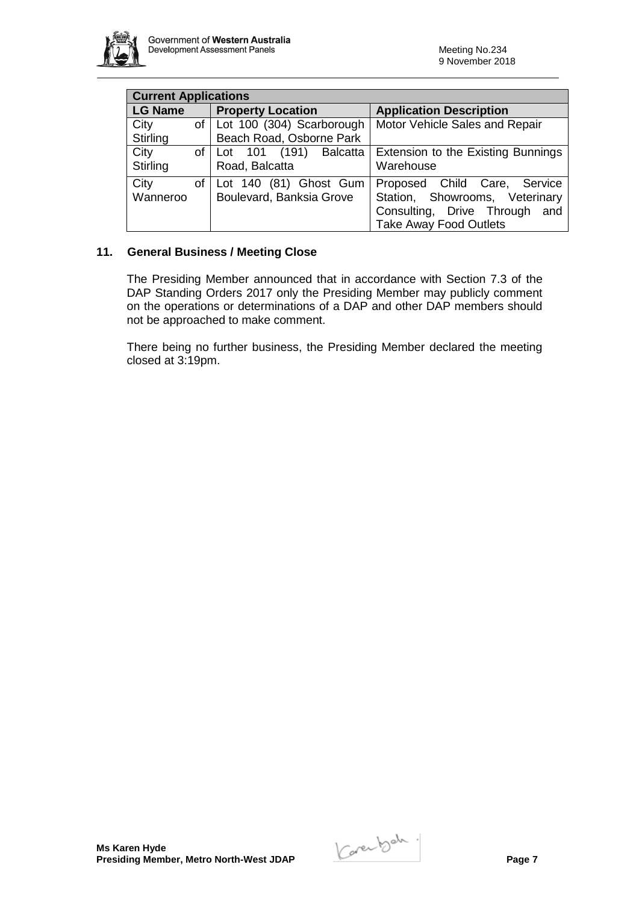| Current Applications | | |
| --- | --- | --- |
| **LG Name** | **Property Location** | **Application Description** |
| City of Stirling | Lot 100 (304) Scarborough Beach Road, Osborne Park | Motor Vehicle Sales and Repair |
| City of Stirling | Lot 101 (191) Balcatta Road, Balcatta | Extension to the Existing Bunnings Warehouse |
| City of Wanneroo | Lot 140 (81) Ghost Gum Boulevard, Banksia Grove | Proposed Child Care, Service Station, Showrooms, Veterinary Consulting, Drive Through and Take Away Food Outlets |

## 11. General Business / Meeting Close

The Presiding Member announced that in accordance with Section 7.3 of the DAP Standing Orders 2017 only the Presiding Member may publicly comment on the operations or determinations of a DAP and other DAP members should not be approached to make comment.

There being no further business, the Presiding Member declared the meeting closed at 3:19pm.